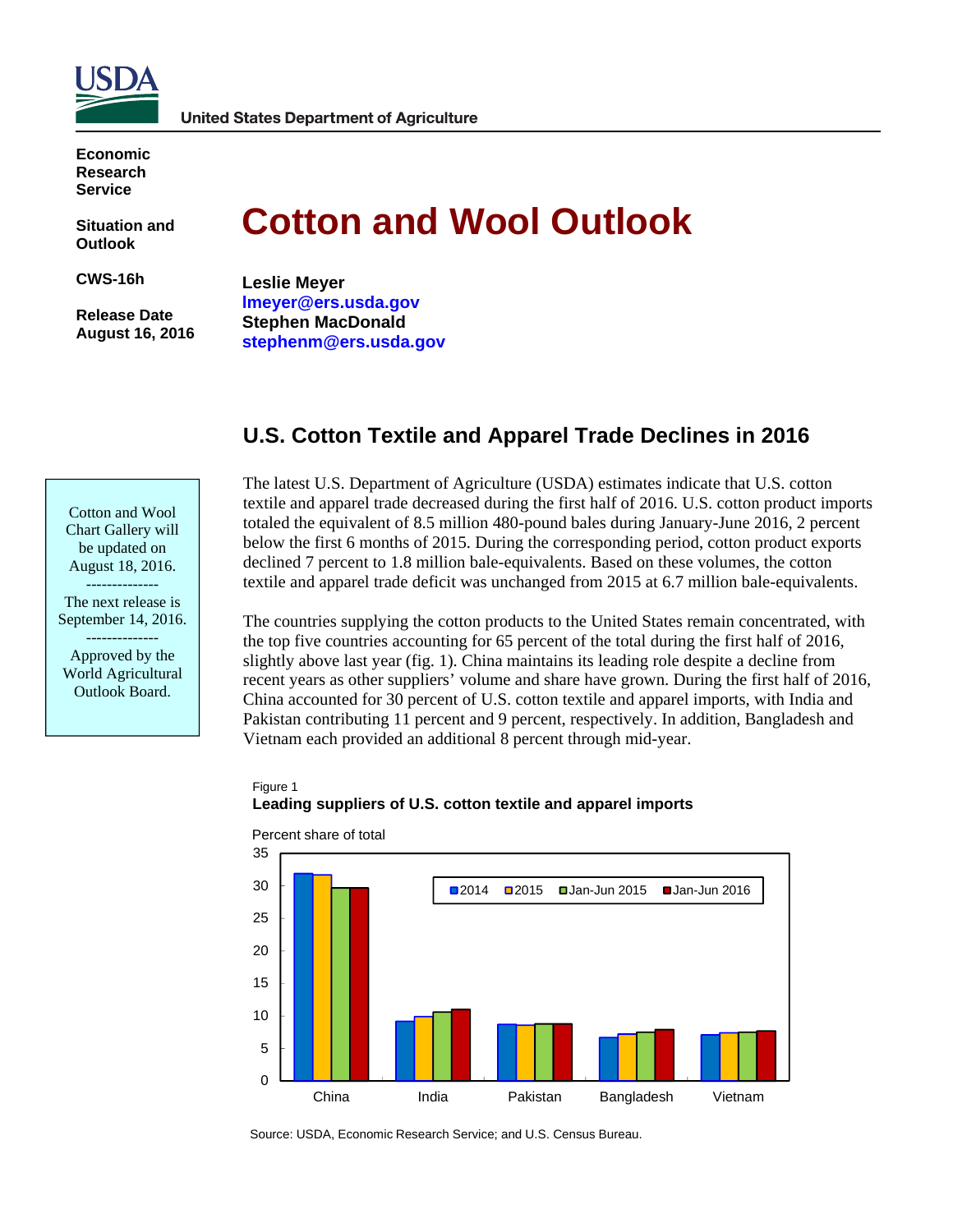USDA

United States Department of Agriculture

**Economic Research Service**

**Situation and Outlook**

**CWS-16h**

**Release Date August 16, 2016**

# Cotton and Wool Outlook

**Leslie Meyer**
**lmeyer@ers.usda.gov**
**Stephen MacDonald**
**stephenm@ers.usda.gov**

Cotton and Wool Chart Gallery will be updated on August 18, 2016.

--------------

The next release is September 14, 2016.

--------------

Approved by the World Agricultural Outlook Board.

## U.S. Cotton Textile and Apparel Trade Declines in 2016

The latest U.S. Department of Agriculture (USDA) estimates indicate that U.S. cotton textile and apparel trade decreased during the first half of 2016. U.S. cotton product imports totaled the equivalent of 8.5 million 480-pound bales during January-June 2016, 2 percent below the first 6 months of 2015. During the corresponding period, cotton product exports declined 7 percent to 1.8 million bale-equivalents. Based on these volumes, the cotton textile and apparel trade deficit was unchanged from 2015 at 6.7 million bale-equivalents.

The countries supplying the cotton products to the United States remain concentrated, with the top five countries accounting for 65 percent of the total during the first half of 2016, slightly above last year (fig. 1). China maintains its leading role despite a decline from recent years as other suppliers' volume and share have grown. During the first half of 2016, China accounted for 30 percent of U.S. cotton textile and apparel imports, with India and Pakistan contributing 11 percent and 9 percent, respectively. In addition, Bangladesh and Vietnam each provided an additional 8 percent through mid-year.

Figure 1
**Leading suppliers of U.S. cotton textile and apparel imports**

Percent share of total

| | 2014 | 2015 | Jan-Jun 2015 | Jan-Jun 2016 |
|---|---|---|---|---|
| China | 32 | 31.7 | 29.7 | 29.7 |
| India | 9.2 | 9.9 | 10.6 | 11 |
| Pakistan | 8.7 | 8.6 | 8.8 | 8.8 |
| Bangladesh | 6.7 | 7.2 | 7.5 | 7.9 |
| Vietnam | 7.1 | 7.4 | 7.5 | 7.7 |

Source: USDA, Economic Research Service; and U.S. Census Bureau.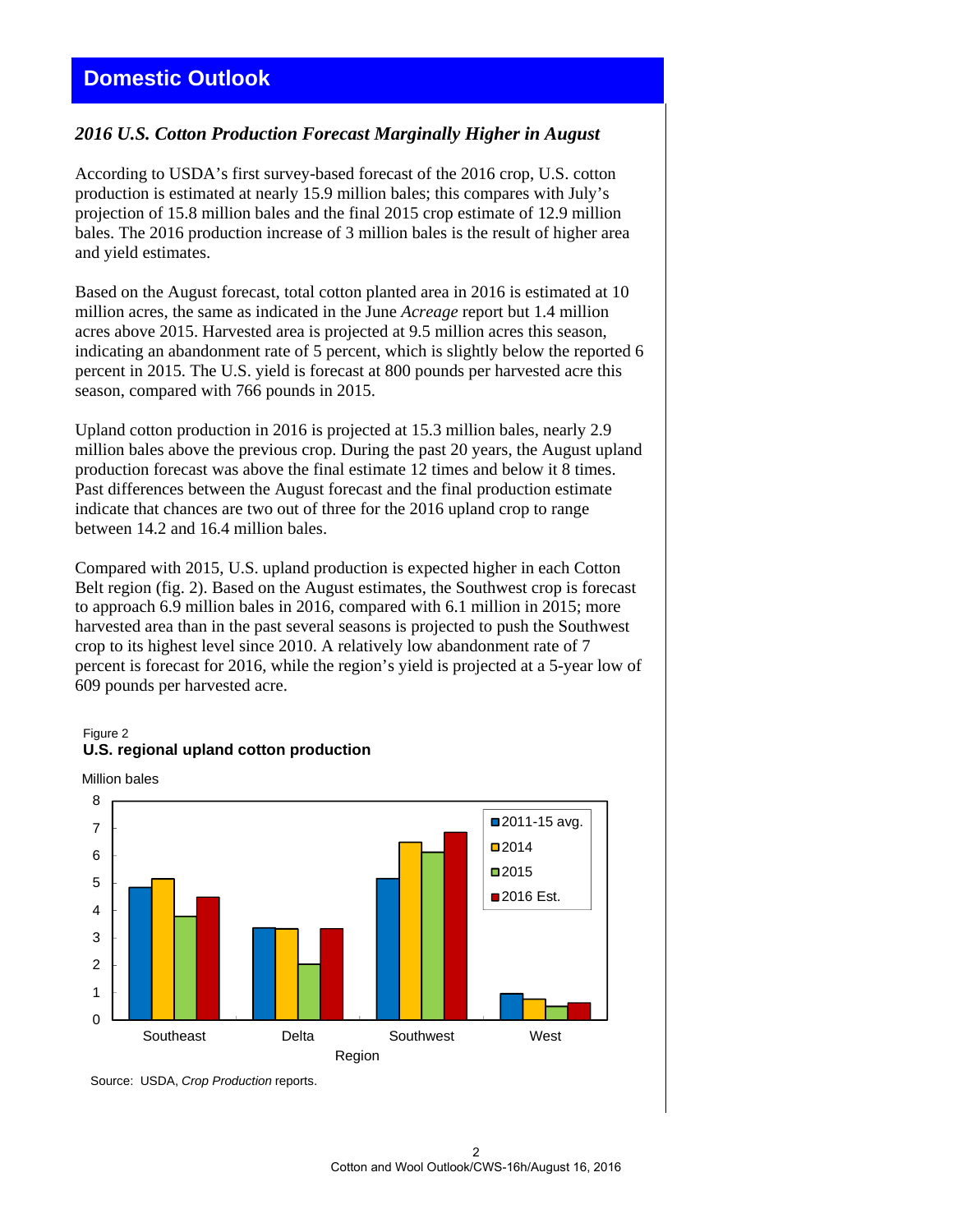# Domestic Outlook

### *2016 U.S. Cotton Production Forecast Marginally Higher in August*

According to USDA's first survey-based forecast of the 2016 crop, U.S. cotton production is estimated at nearly 15.9 million bales; this compares with July's projection of 15.8 million bales and the final 2015 crop estimate of 12.9 million bales. The 2016 production increase of 3 million bales is the result of higher area and yield estimates.

Based on the August forecast, total cotton planted area in 2016 is estimated at 10 million acres, the same as indicated in the June *Acreage* report but 1.4 million acres above 2015. Harvested area is projected at 9.5 million acres this season, indicating an abandonment rate of 5 percent, which is slightly below the reported 6 percent in 2015. The U.S. yield is forecast at 800 pounds per harvested acre this season, compared with 766 pounds in 2015.

Upland cotton production in 2016 is projected at 15.3 million bales, nearly 2.9 million bales above the previous crop. During the past 20 years, the August upland production forecast was above the final estimate 12 times and below it 8 times. Past differences between the August forecast and the final production estimate indicate that chances are two out of three for the 2016 upland crop to range between 14.2 and 16.4 million bales.

Compared with 2015, U.S. upland production is expected higher in each Cotton Belt region (fig. 2). Based on the August estimates, the Southwest crop is forecast to approach 6.9 million bales in 2016, compared with 6.1 million in 2015; more harvested area than in the past several seasons is projected to push the Southwest crop to its highest level since 2010. A relatively low abandonment rate of 7 percent is forecast for 2016, while the region's yield is projected at a 5-year low of 609 pounds per harvested acre.

Figure 2
**U.S. regional upland cotton production**

Million bales

Legend: 2011-15 avg., 2014, 2015, 2016 Est.

Regions: Southeast, Delta, Southwest, West

Source: USDA, *Crop Production* reports.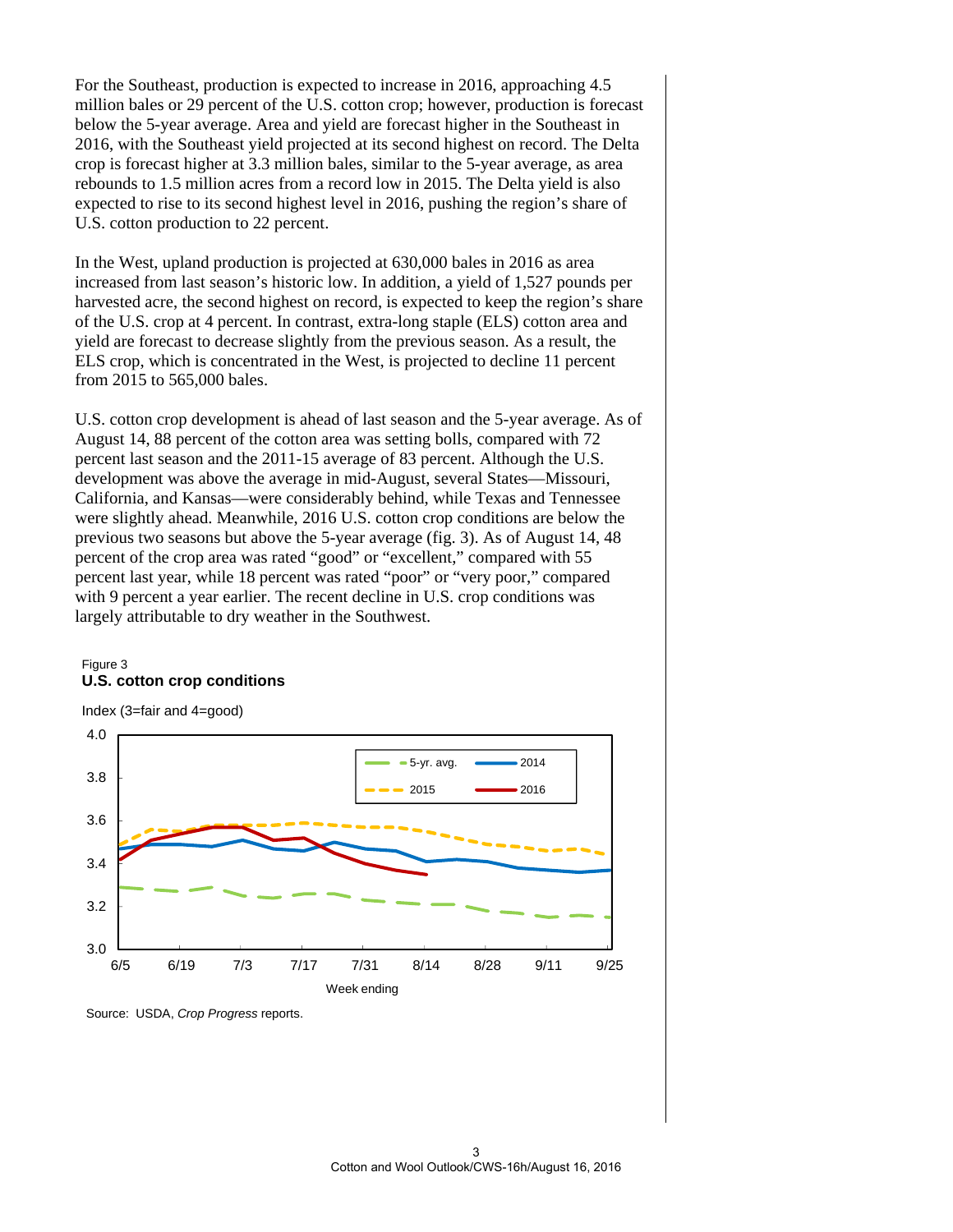For the Southeast, production is expected to increase in 2016, approaching 4.5 million bales or 29 percent of the U.S. cotton crop; however, production is forecast below the 5-year average. Area and yield are forecast higher in the Southeast in 2016, with the Southeast yield projected at its second highest on record. The Delta crop is forecast higher at 3.3 million bales, similar to the 5-year average, as area rebounds to 1.5 million acres from a record low in 2015. The Delta yield is also expected to rise to its second highest level in 2016, pushing the region's share of U.S. cotton production to 22 percent.

In the West, upland production is projected at 630,000 bales in 2016 as area increased from last season's historic low. In addition, a yield of 1,527 pounds per harvested acre, the second highest on record, is expected to keep the region's share of the U.S. crop at 4 percent. In contrast, extra-long staple (ELS) cotton area and yield are forecast to decrease slightly from the previous season. As a result, the ELS crop, which is concentrated in the West, is projected to decline 11 percent from 2015 to 565,000 bales.

U.S. cotton crop development is ahead of last season and the 5-year average. As of August 14, 88 percent of the cotton area was setting bolls, compared with 72 percent last season and the 2011-15 average of 83 percent. Although the U.S. development was above the average in mid-August, several States—Missouri, California, and Kansas—were considerably behind, while Texas and Tennessee were slightly ahead. Meanwhile, 2016 U.S. cotton crop conditions are below the previous two seasons but above the 5-year average (fig. 3). As of August 14, 48 percent of the crop area was rated "good" or "excellent," compared with 55 percent last year, while 18 percent was rated "poor" or "very poor," compared with 9 percent a year earlier. The recent decline in U.S. crop conditions was largely attributable to dry weather in the Southwest.

Figure 3
**U.S. cotton crop conditions**

Source: USDA, *Crop Progress* reports.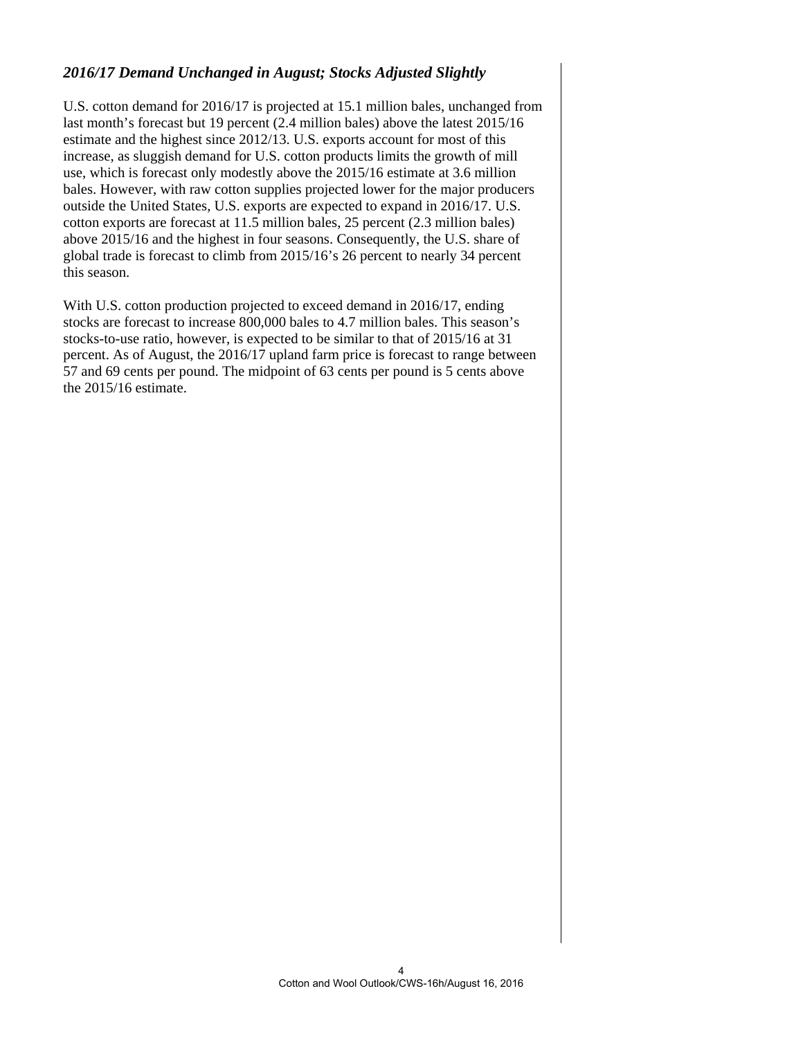### *2016/17 Demand Unchanged in August; Stocks Adjusted Slightly*

U.S. cotton demand for 2016/17 is projected at 15.1 million bales, unchanged from last month's forecast but 19 percent (2.4 million bales) above the latest 2015/16 estimate and the highest since 2012/13. U.S. exports account for most of this increase, as sluggish demand for U.S. cotton products limits the growth of mill use, which is forecast only modestly above the 2015/16 estimate at 3.6 million bales. However, with raw cotton supplies projected lower for the major producers outside the United States, U.S. exports are expected to expand in 2016/17. U.S. cotton exports are forecast at 11.5 million bales, 25 percent (2.3 million bales) above 2015/16 and the highest in four seasons. Consequently, the U.S. share of global trade is forecast to climb from 2015/16's 26 percent to nearly 34 percent this season.

With U.S. cotton production projected to exceed demand in 2016/17, ending stocks are forecast to increase 800,000 bales to 4.7 million bales. This season's stocks-to-use ratio, however, is expected to be similar to that of 2015/16 at 31 percent. As of August, the 2016/17 upland farm price is forecast to range between 57 and 69 cents per pound. The midpoint of 63 cents per pound is 5 cents above the 2015/16 estimate.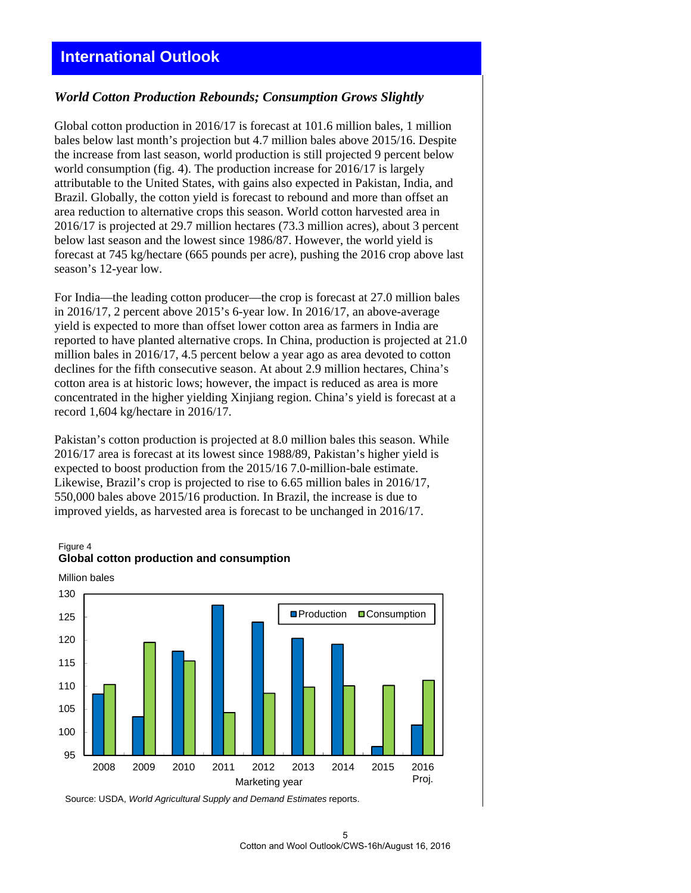## International Outlook

### *World Cotton Production Rebounds; Consumption Grows Slightly*

Global cotton production in 2016/17 is forecast at 101.6 million bales, 1 million bales below last month's projection but 4.7 million bales above 2015/16. Despite the increase from last season, world production is still projected 9 percent below world consumption (fig. 4). The production increase for 2016/17 is largely attributable to the United States, with gains also expected in Pakistan, India, and Brazil. Globally, the cotton yield is forecast to rebound and more than offset an area reduction to alternative crops this season. World cotton harvested area in 2016/17 is projected at 29.7 million hectares (73.3 million acres), about 3 percent below last season and the lowest since 1986/87. However, the world yield is forecast at 745 kg/hectare (665 pounds per acre), pushing the 2016 crop above last season's 12-year low.

For India—the leading cotton producer—the crop is forecast at 27.0 million bales in 2016/17, 2 percent above 2015's 6-year low. In 2016/17, an above-average yield is expected to more than offset lower cotton area as farmers in India are reported to have planted alternative crops. In China, production is projected at 21.0 million bales in 2016/17, 4.5 percent below a year ago as area devoted to cotton declines for the fifth consecutive season. At about 2.9 million hectares, China's cotton area is at historic lows; however, the impact is reduced as area is more concentrated in the higher yielding Xinjiang region. China's yield is forecast at a record 1,604 kg/hectare in 2016/17.

Pakistan's cotton production is projected at 8.0 million bales this season. While 2016/17 area is forecast at its lowest since 1988/89, Pakistan's higher yield is expected to boost production from the 2015/16 7.0-million-bale estimate. Likewise, Brazil's crop is projected to rise to 6.65 million bales in 2016/17, 550,000 bales above 2015/16 production. In Brazil, the increase is due to improved yields, as harvested area is forecast to be unchanged in 2016/17.

Figure 4
**Global cotton production and consumption**

Source: USDA, *World Agricultural Supply and Demand Estimates* reports.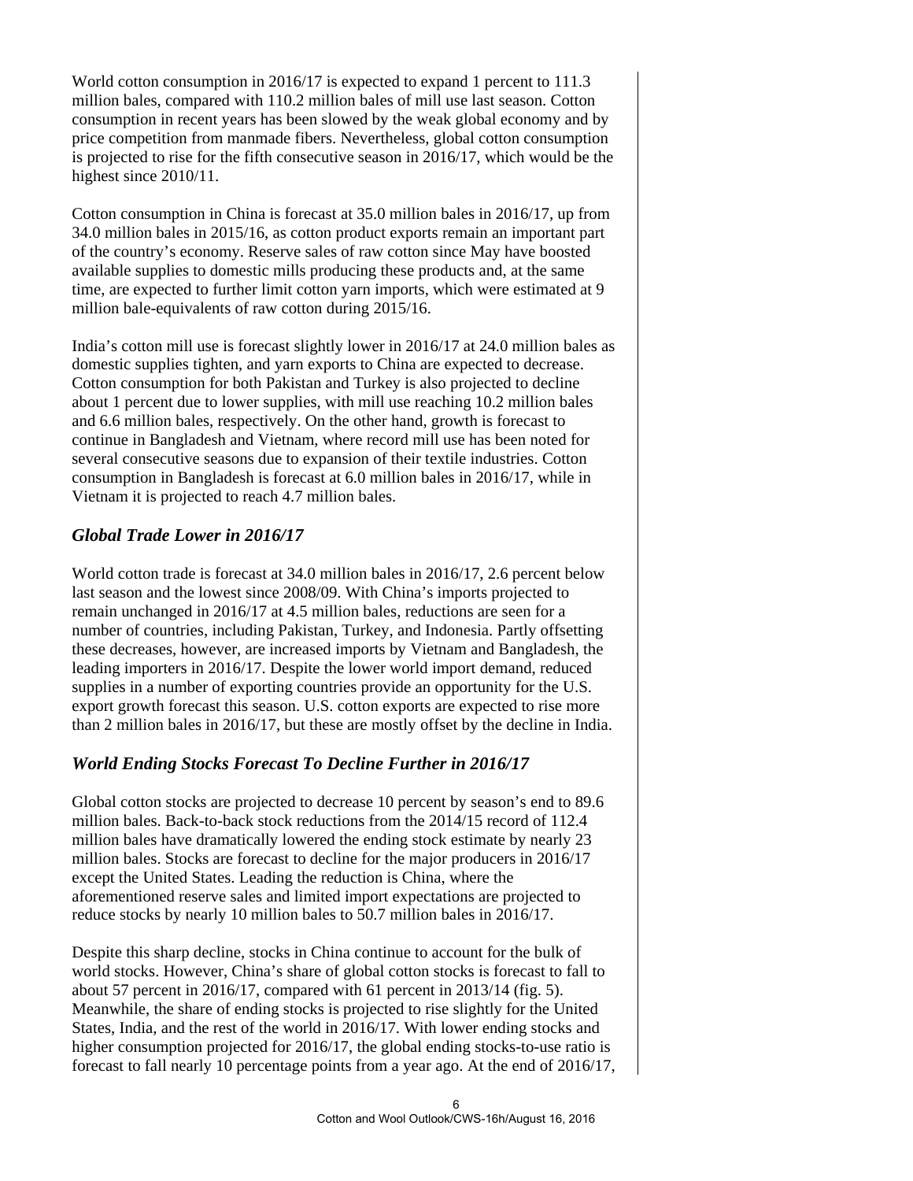World cotton consumption in 2016/17 is expected to expand 1 percent to 111.3 million bales, compared with 110.2 million bales of mill use last season. Cotton consumption in recent years has been slowed by the weak global economy and by price competition from manmade fibers. Nevertheless, global cotton consumption is projected to rise for the fifth consecutive season in 2016/17, which would be the highest since 2010/11.

Cotton consumption in China is forecast at 35.0 million bales in 2016/17, up from 34.0 million bales in 2015/16, as cotton product exports remain an important part of the country's economy. Reserve sales of raw cotton since May have boosted available supplies to domestic mills producing these products and, at the same time, are expected to further limit cotton yarn imports, which were estimated at 9 million bale-equivalents of raw cotton during 2015/16.

India's cotton mill use is forecast slightly lower in 2016/17 at 24.0 million bales as domestic supplies tighten, and yarn exports to China are expected to decrease. Cotton consumption for both Pakistan and Turkey is also projected to decline about 1 percent due to lower supplies, with mill use reaching 10.2 million bales and 6.6 million bales, respectively. On the other hand, growth is forecast to continue in Bangladesh and Vietnam, where record mill use has been noted for several consecutive seasons due to expansion of their textile industries. Cotton consumption in Bangladesh is forecast at 6.0 million bales in 2016/17, while in Vietnam it is projected to reach 4.7 million bales.

### *Global Trade Lower in 2016/17*

World cotton trade is forecast at 34.0 million bales in 2016/17, 2.6 percent below last season and the lowest since 2008/09. With China's imports projected to remain unchanged in 2016/17 at 4.5 million bales, reductions are seen for a number of countries, including Pakistan, Turkey, and Indonesia. Partly offsetting these decreases, however, are increased imports by Vietnam and Bangladesh, the leading importers in 2016/17. Despite the lower world import demand, reduced supplies in a number of exporting countries provide an opportunity for the U.S. export growth forecast this season. U.S. cotton exports are expected to rise more than 2 million bales in 2016/17, but these are mostly offset by the decline in India.

### *World Ending Stocks Forecast To Decline Further in 2016/17*

Global cotton stocks are projected to decrease 10 percent by season's end to 89.6 million bales. Back-to-back stock reductions from the 2014/15 record of 112.4 million bales have dramatically lowered the ending stock estimate by nearly 23 million bales. Stocks are forecast to decline for the major producers in 2016/17 except the United States. Leading the reduction is China, where the aforementioned reserve sales and limited import expectations are projected to reduce stocks by nearly 10 million bales to 50.7 million bales in 2016/17.

Despite this sharp decline, stocks in China continue to account for the bulk of world stocks. However, China's share of global cotton stocks is forecast to fall to about 57 percent in 2016/17, compared with 61 percent in 2013/14 (fig. 5). Meanwhile, the share of ending stocks is projected to rise slightly for the United States, India, and the rest of the world in 2016/17. With lower ending stocks and higher consumption projected for 2016/17, the global ending stocks-to-use ratio is forecast to fall nearly 10 percentage points from a year ago. At the end of 2016/17,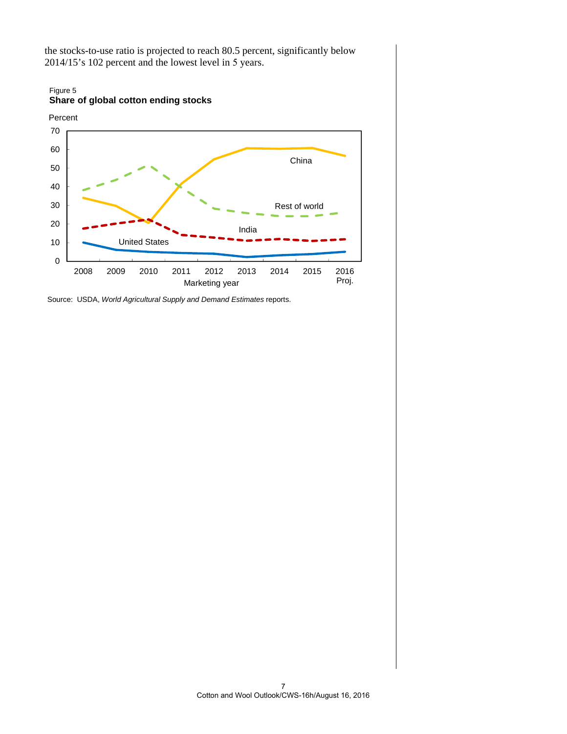the stocks-to-use ratio is projected to reach 80.5 percent, significantly below 2014/15's 102 percent and the lowest level in 5 years.

Figure 5
**Share of global cotton ending stocks**

Source: USDA, *World Agricultural Supply and Demand Estimates* reports.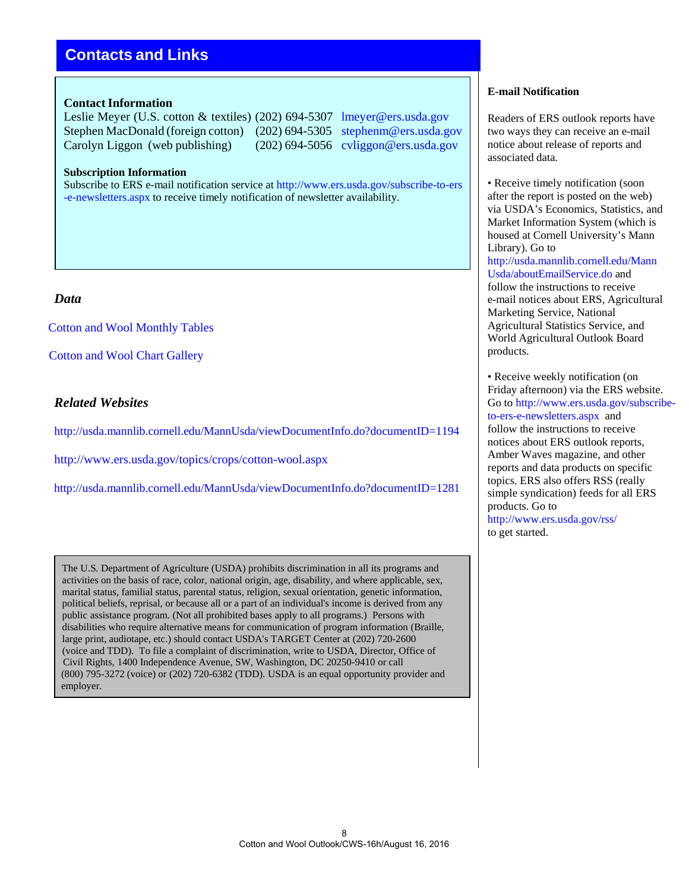## Contacts and Links

**Contact Information**

| | | |
|---|---|---|
| Leslie Meyer (U.S. cotton & textiles) | (202) 694-5307 | lmeyer@ers.usda.gov |
| Stephen MacDonald (foreign cotton) | (202) 694-5305 | stephenm@ers.usda.gov |
| Carolyn Liggon (web publishing) | (202) 694-5056 | cvliggon@ers.usda.gov |

**Subscription Information**

Subscribe to ERS e-mail notification service at http://www.ers.usda.gov/subscribe-to-ers-e-newsletters.aspx to receive timely notification of newsletter availability.

### *Data*

Cotton and Wool Monthly Tables

Cotton and Wool Chart Gallery

### *Related Websites*

http://usda.mannlib.cornell.edu/MannUsda/viewDocumentInfo.do?documentID=1194

http://www.ers.usda.gov/topics/crops/cotton-wool.aspx

http://usda.mannlib.cornell.edu/MannUsda/viewDocumentInfo.do?documentID=1281

The U.S. Department of Agriculture (USDA) prohibits discrimination in all its programs and activities on the basis of race, color, national origin, age, disability, and where applicable, sex, marital status, familial status, parental status, religion, sexual orientation, genetic information, political beliefs, reprisal, or because all or a part of an individual's income is derived from any public assistance program. (Not all prohibited bases apply to all programs.) Persons with disabilities who require alternative means for communication of program information (Braille, large print, audiotape, etc.) should contact USDA's TARGET Center at (202) 720-2600 (voice and TDD). To file a complaint of discrimination, write to USDA, Director, Office of Civil Rights, 1400 Independence Avenue, SW, Washington, DC 20250-9410 or call (800) 795-3272 (voice) or (202) 720-6382 (TDD). USDA is an equal opportunity provider and employer.

**E-mail Notification**

Readers of ERS outlook reports have two ways they can receive an e-mail notice about release of reports and associated data.

- Receive timely notification (soon after the report is posted on the web) via USDA's Economics, Statistics, and Market Information System (which is housed at Cornell University's Mann Library). Go to http://usda.mannlib.cornell.edu/MannUsda/aboutEmailService.do and follow the instructions to receive e-mail notices about ERS, Agricultural Marketing Service, National Agricultural Statistics Service, and World Agricultural Outlook Board products.

- Receive weekly notification (on Friday afternoon) via the ERS website. Go to http://www.ers.usda.gov/subscribe-to-ers-e-newsletters.aspx and follow the instructions to receive notices about ERS outlook reports, Amber Waves magazine, and other reports and data products on specific topics. ERS also offers RSS (really simple syndication) feeds for all ERS products. Go to http://www.ers.usda.gov/rss/ to get started.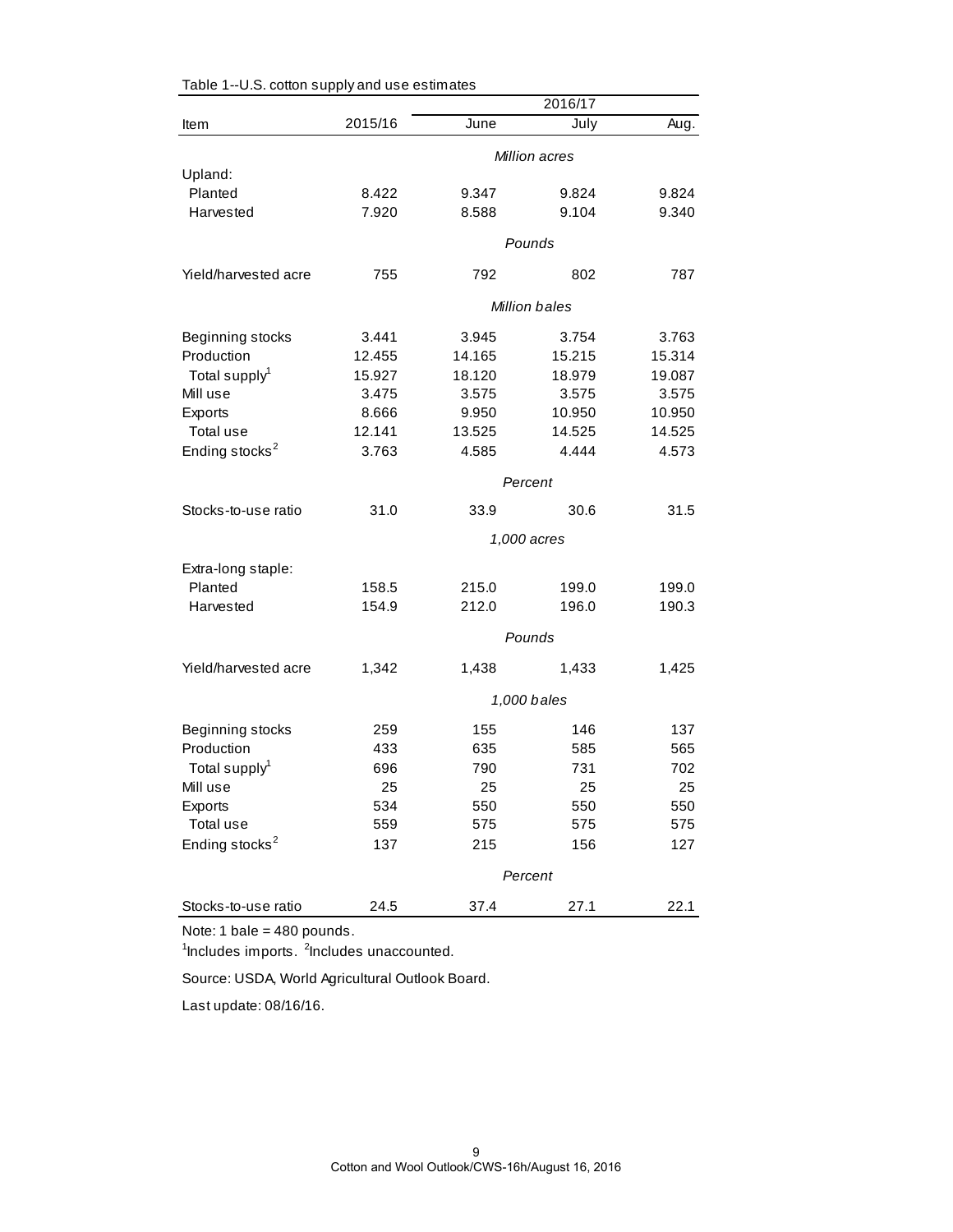Table 1--U.S. cotton supply and use estimates

| Item | 2015/16 | 2016/17 June | 2016/17 July | 2016/17 Aug. |
|---|---|---|---|---|
| | | | *Million acres* | |
| Upland: | | | | |
| Planted | 8.422 | 9.347 | 9.824 | 9.824 |
| Harvested | 7.920 | 8.588 | 9.104 | 9.340 |
| | | | *Pounds* | |
| Yield/harvested acre | 755 | 792 | 802 | 787 |
| | | | *Million bales* | |
| Beginning stocks | 3.441 | 3.945 | 3.754 | 3.763 |
| Production | 12.455 | 14.165 | 15.215 | 15.314 |
| Total supply[1] | 15.927 | 18.120 | 18.979 | 19.087 |
| Mill use | 3.475 | 3.575 | 3.575 | 3.575 |
| Exports | 8.666 | 9.950 | 10.950 | 10.950 |
| Total use | 12.141 | 13.525 | 14.525 | 14.525 |
| Ending stocks[2] | 3.763 | 4.585 | 4.444 | 4.573 |
| | | | *Percent* | |
| Stocks-to-use ratio | 31.0 | 33.9 | 30.6 | 31.5 |
| | | | *1,000 acres* | |
| Extra-long staple: | | | | |
| Planted | 158.5 | 215.0 | 199.0 | 199.0 |
| Harvested | 154.9 | 212.0 | 196.0 | 190.3 |
| | | | *Pounds* | |
| Yield/harvested acre | 1,342 | 1,438 | 1,433 | 1,425 |
| | | | *1,000 bales* | |
| Beginning stocks | 259 | 155 | 146 | 137 |
| Production | 433 | 635 | 585 | 565 |
| Total supply[1] | 696 | 790 | 731 | 702 |
| Mill use | 25 | 25 | 25 | 25 |
| Exports | 534 | 550 | 550 | 550 |
| Total use | 559 | 575 | 575 | 575 |
| Ending stocks[2] | 137 | 215 | 156 | 127 |
| | | | *Percent* | |
| Stocks-to-use ratio | 24.5 | 37.4 | 27.1 | 22.1 |

Note: 1 bale = 480 pounds.

[1]Includes imports. [2]Includes unaccounted.

Source: USDA, World Agricultural Outlook Board.

Last update: 08/16/16.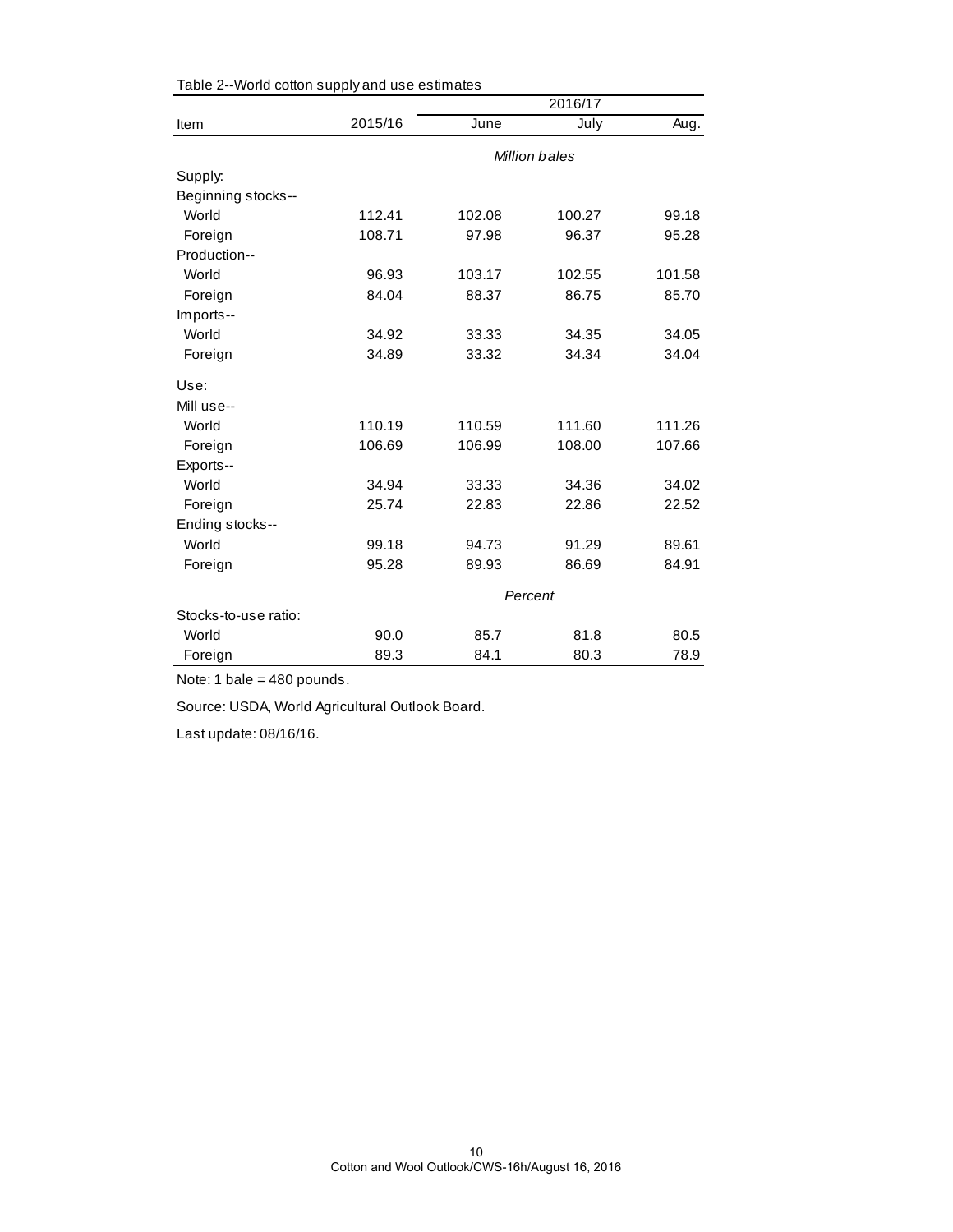Table 2--World cotton supply and use estimates

| Item | 2015/16 | 2016/17 June | 2016/17 July | 2016/17 Aug. |
|---|---|---|---|---|
| | *Million bales* | | | |
| Supply: | | | | |
| Beginning stocks-- | | | | |
| World | 112.41 | 102.08 | 100.27 | 99.18 |
| Foreign | 108.71 | 97.98 | 96.37 | 95.28 |
| Production-- | | | | |
| World | 96.93 | 103.17 | 102.55 | 101.58 |
| Foreign | 84.04 | 88.37 | 86.75 | 85.70 |
| Imports-- | | | | |
| World | 34.92 | 33.33 | 34.35 | 34.05 |
| Foreign | 34.89 | 33.32 | 34.34 | 34.04 |
| Use: | | | | |
| Mill use-- | | | | |
| World | 110.19 | 110.59 | 111.60 | 111.26 |
| Foreign | 106.69 | 106.99 | 108.00 | 107.66 |
| Exports-- | | | | |
| World | 34.94 | 33.33 | 34.36 | 34.02 |
| Foreign | 25.74 | 22.83 | 22.86 | 22.52 |
| Ending stocks-- | | | | |
| World | 99.18 | 94.73 | 91.29 | 89.61 |
| Foreign | 95.28 | 89.93 | 86.69 | 84.91 |
| | *Percent* | | | |
| Stocks-to-use ratio: | | | | |
| World | 90.0 | 85.7 | 81.8 | 80.5 |
| Foreign | 89.3 | 84.1 | 80.3 | 78.9 |

Note: 1 bale = 480 pounds.

Source: USDA, World Agricultural Outlook Board.

Last update: 08/16/16.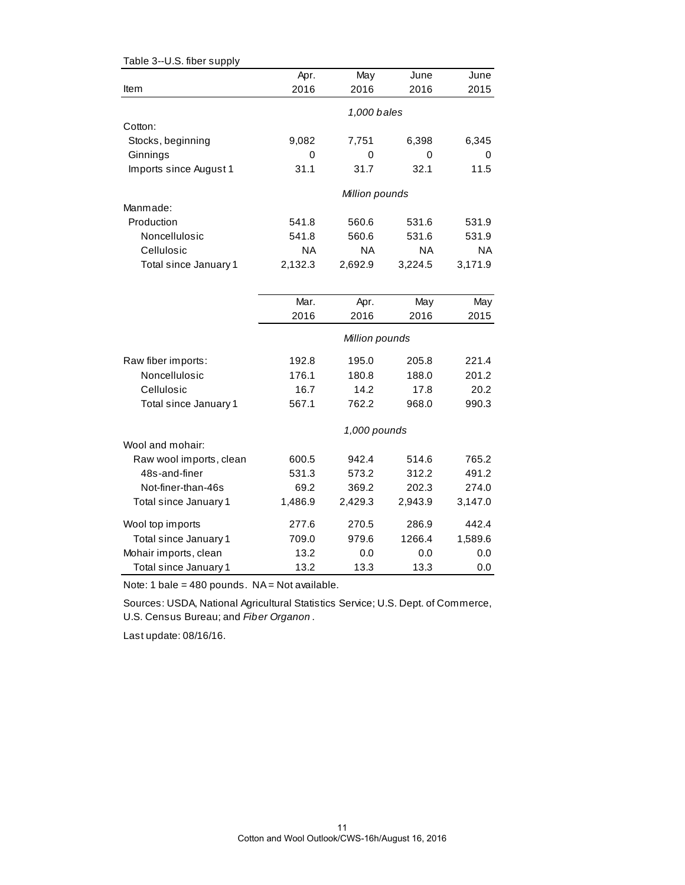Table 3--U.S. fiber supply

| Item | Apr. 2016 | May 2016 | June 2016 | June 2015 |
|---|---|---|---|---|
| | *1,000 bales* | | | |
| Cotton: | | | | |
| Stocks, beginning | 9,082 | 7,751 | 6,398 | 6,345 |
| Ginnings | 0 | 0 | 0 | 0 |
| Imports since August 1 | 31.1 | 31.7 | 32.1 | 11.5 |
| | *Million pounds* | | | |
| Manmade: | | | | |
| Production | 541.8 | 560.6 | 531.6 | 531.9 |
| Noncellulosic | 541.8 | 560.6 | 531.6 | 531.9 |
| Cellulosic | NA | NA | NA | NA |
| Total since January 1 | 2,132.3 | 2,692.9 | 3,224.5 | 3,171.9 |

| | Mar. 2016 | Apr. 2016 | May 2016 | May 2015 |
|---|---|---|---|---|
| | *Million pounds* | | | |
| Raw fiber imports: | 192.8 | 195.0 | 205.8 | 221.4 |
| Noncellulosic | 176.1 | 180.8 | 188.0 | 201.2 |
| Cellulosic | 16.7 | 14.2 | 17.8 | 20.2 |
| Total since January 1 | 567.1 | 762.2 | 968.0 | 990.3 |
| | *1,000 pounds* | | | |
| Wool and mohair: | | | | |
| Raw wool imports, clean | 600.5 | 942.4 | 514.6 | 765.2 |
| 48s-and-finer | 531.3 | 573.2 | 312.2 | 491.2 |
| Not-finer-than-46s | 69.2 | 369.2 | 202.3 | 274.0 |
| Total since January 1 | 1,486.9 | 2,429.3 | 2,943.9 | 3,147.0 |
| Wool top imports | 277.6 | 270.5 | 286.9 | 442.4 |
| Total since January 1 | 709.0 | 979.6 | 1266.4 | 1,589.6 |
| Mohair imports, clean | 13.2 | 0.0 | 0.0 | 0.0 |
| Total since January 1 | 13.2 | 13.3 | 13.3 | 0.0 |

Note: 1 bale = 480 pounds. NA = Not available.

Sources: USDA, National Agricultural Statistics Service; U.S. Dept. of Commerce, U.S. Census Bureau; and *Fiber Organon*.

Last update: 08/16/16.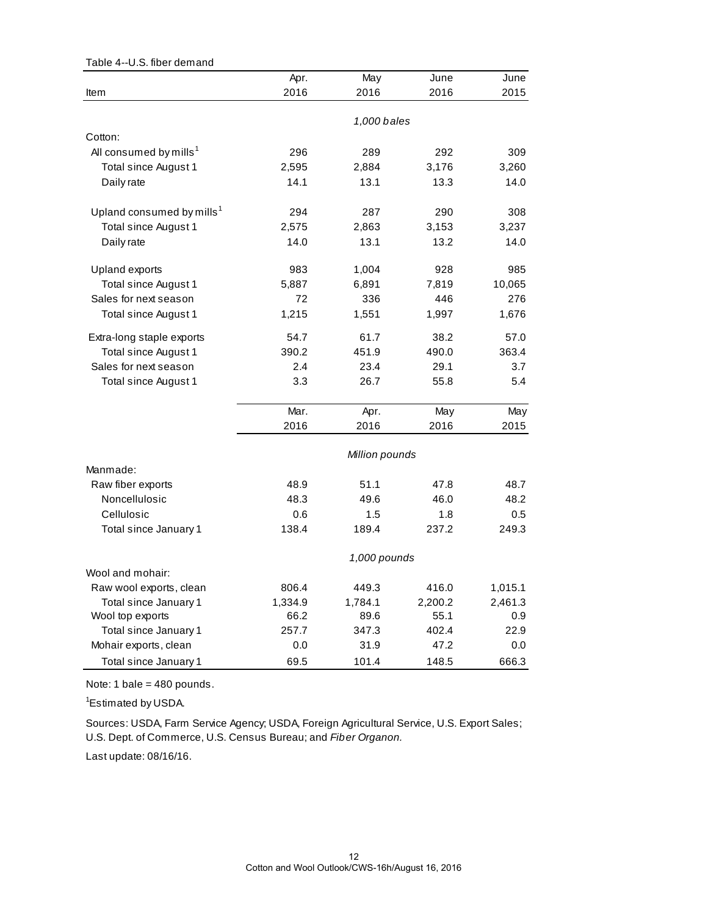Table 4--U.S. fiber demand

| Item | Apr. 2016 | May 2016 | June 2016 | June 2015 |
|---|---|---|---|---|
| | *1,000 bales* | | | |
| Cotton: | | | | |
| All consumed by mills[1] | 296 | 289 | 292 | 309 |
| Total since August 1 | 2,595 | 2,884 | 3,176 | 3,260 |
| Daily rate | 14.1 | 13.1 | 13.3 | 14.0 |
| Upland consumed by mills[1] | 294 | 287 | 290 | 308 |
| Total since August 1 | 2,575 | 2,863 | 3,153 | 3,237 |
| Daily rate | 14.0 | 13.1 | 13.2 | 14.0 |
| Upland exports | 983 | 1,004 | 928 | 985 |
| Total since August 1 | 5,887 | 6,891 | 7,819 | 10,065 |
| Sales for next season | 72 | 336 | 446 | 276 |
| Total since August 1 | 1,215 | 1,551 | 1,997 | 1,676 |
| Extra-long staple exports | 54.7 | 61.7 | 38.2 | 57.0 |
| Total since August 1 | 390.2 | 451.9 | 490.0 | 363.4 |
| Sales for next season | 2.4 | 23.4 | 29.1 | 3.7 |
| Total since August 1 | 3.3 | 26.7 | 55.8 | 5.4 |
| | Mar. 2016 | Apr. 2016 | May 2016 | May 2015 |
| | *Million pounds* | | | |
| Manmade: | | | | |
| Raw fiber exports | 48.9 | 51.1 | 47.8 | 48.7 |
| Noncellulosic | 48.3 | 49.6 | 46.0 | 48.2 |
| Cellulosic | 0.6 | 1.5 | 1.8 | 0.5 |
| Total since January 1 | 138.4 | 189.4 | 237.2 | 249.3 |
| | *1,000 pounds* | | | |
| Wool and mohair: | | | | |
| Raw wool exports, clean | 806.4 | 449.3 | 416.0 | 1,015.1 |
| Total since January 1 | 1,334.9 | 1,784.1 | 2,200.2 | 2,461.3 |
| Wool top exports | 66.2 | 89.6 | 55.1 | 0.9 |
| Total since January 1 | 257.7 | 347.3 | 402.4 | 22.9 |
| Mohair exports, clean | 0.0 | 31.9 | 47.2 | 0.0 |
| Total since January 1 | 69.5 | 101.4 | 148.5 | 666.3 |

Note: 1 bale = 480 pounds.

[1]Estimated by USDA.

Sources: USDA, Farm Service Agency; USDA, Foreign Agricultural Service, U.S. Export Sales; U.S. Dept. of Commerce, U.S. Census Bureau; and *Fiber Organon.*

Last update: 08/16/16.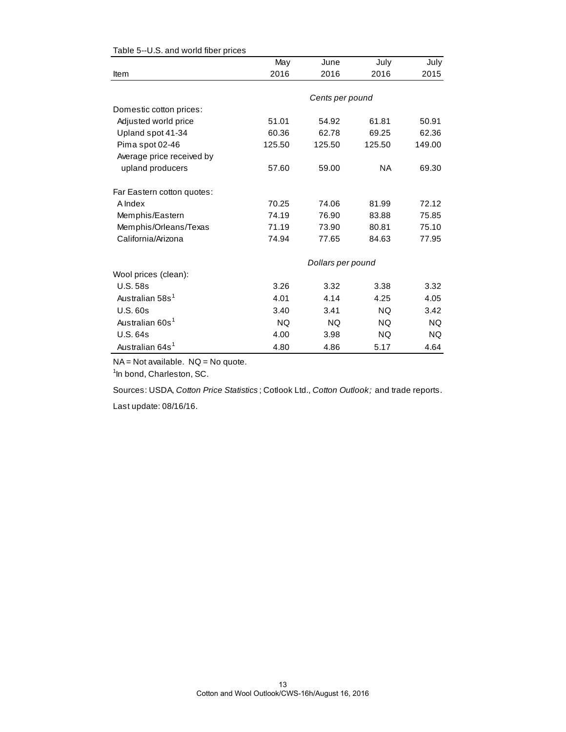Table 5--U.S. and world fiber prices

| Item | May 2016 | June 2016 | July 2016 | July 2015 |
|---|---|---|---|---|
| | *Cents per pound* | | | |
| Domestic cotton prices: | | | | |
| Adjusted world price | 51.01 | 54.92 | 61.81 | 50.91 |
| Upland spot 41-34 | 60.36 | 62.78 | 69.25 | 62.36 |
| Pima spot 02-46 | 125.50 | 125.50 | 125.50 | 149.00 |
| Average price received by upland producers | 57.60 | 59.00 | NA | 69.30 |
| Far Eastern cotton quotes: | | | | |
| A Index | 70.25 | 74.06 | 81.99 | 72.12 |
| Memphis/Eastern | 74.19 | 76.90 | 83.88 | 75.85 |
| Memphis/Orleans/Texas | 71.19 | 73.90 | 80.81 | 75.10 |
| California/Arizona | 74.94 | 77.65 | 84.63 | 77.95 |
| | *Dollars per pound* | | | |
| Wool prices (clean): | | | | |
| U.S. 58s | 3.26 | 3.32 | 3.38 | 3.32 |
| Australian 58s[1] | 4.01 | 4.14 | 4.25 | 4.05 |
| U.S. 60s | 3.40 | 3.41 | NQ | 3.42 |
| Australian 60s[1] | NQ | NQ | NQ | NQ |
| U.S. 64s | 4.00 | 3.98 | NQ | NQ |
| Australian 64s[1] | 4.80 | 4.86 | 5.17 | 4.64 |

NA = Not available. NQ = No quote.

[1]In bond, Charleston, SC.

Sources: USDA, *Cotton Price Statistics*; Cotlook Ltd., *Cotton Outlook;* and trade reports.

Last update: 08/16/16.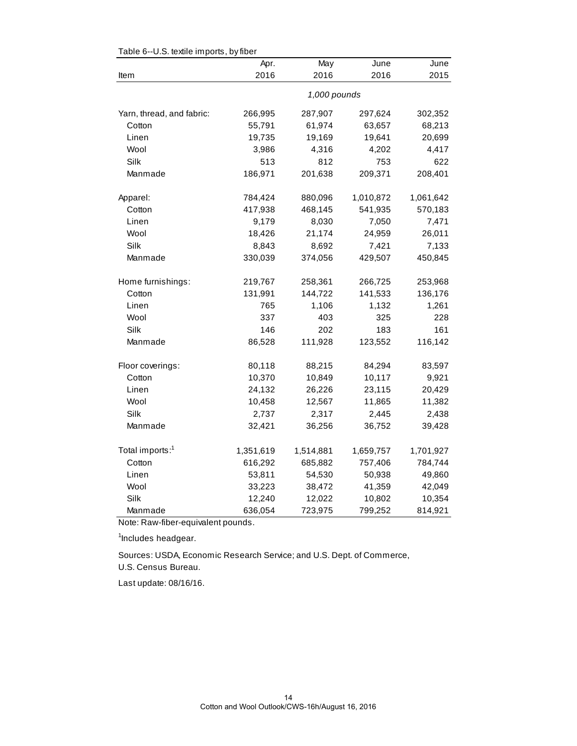Table 6--U.S. textile imports, by fiber

| Item | Apr. 2016 | May 2016 | June 2016 | June 2015 |
|---|---|---|---|---|
| | | *1,000 pounds* | | |
| Yarn, thread, and fabric: | 266,995 | 287,907 | 297,624 | 302,352 |
| Cotton | 55,791 | 61,974 | 63,657 | 68,213 |
| Linen | 19,735 | 19,169 | 19,641 | 20,699 |
| Wool | 3,986 | 4,316 | 4,202 | 4,417 |
| Silk | 513 | 812 | 753 | 622 |
| Manmade | 186,971 | 201,638 | 209,371 | 208,401 |
| Apparel: | 784,424 | 880,096 | 1,010,872 | 1,061,642 |
| Cotton | 417,938 | 468,145 | 541,935 | 570,183 |
| Linen | 9,179 | 8,030 | 7,050 | 7,471 |
| Wool | 18,426 | 21,174 | 24,959 | 26,011 |
| Silk | 8,843 | 8,692 | 7,421 | 7,133 |
| Manmade | 330,039 | 374,056 | 429,507 | 450,845 |
| Home furnishings: | 219,767 | 258,361 | 266,725 | 253,968 |
| Cotton | 131,991 | 144,722 | 141,533 | 136,176 |
| Linen | 765 | 1,106 | 1,132 | 1,261 |
| Wool | 337 | 403 | 325 | 228 |
| Silk | 146 | 202 | 183 | 161 |
| Manmade | 86,528 | 111,928 | 123,552 | 116,142 |
| Floor coverings: | 80,118 | 88,215 | 84,294 | 83,597 |
| Cotton | 10,370 | 10,849 | 10,117 | 9,921 |
| Linen | 24,132 | 26,226 | 23,115 | 20,429 |
| Wool | 10,458 | 12,567 | 11,865 | 11,382 |
| Silk | 2,737 | 2,317 | 2,445 | 2,438 |
| Manmade | 32,421 | 36,256 | 36,752 | 39,428 |
| Total imports:[1] | 1,351,619 | 1,514,881 | 1,659,757 | 1,701,927 |
| Cotton | 616,292 | 685,882 | 757,406 | 784,744 |
| Linen | 53,811 | 54,530 | 50,938 | 49,860 |
| Wool | 33,223 | 38,472 | 41,359 | 42,049 |
| Silk | 12,240 | 12,022 | 10,802 | 10,354 |
| Manmade | 636,054 | 723,975 | 799,252 | 814,921 |

Note: Raw-fiber-equivalent pounds.

[1]Includes headgear.

Sources: USDA, Economic Research Service; and U.S. Dept. of Commerce, U.S. Census Bureau.

Last update: 08/16/16.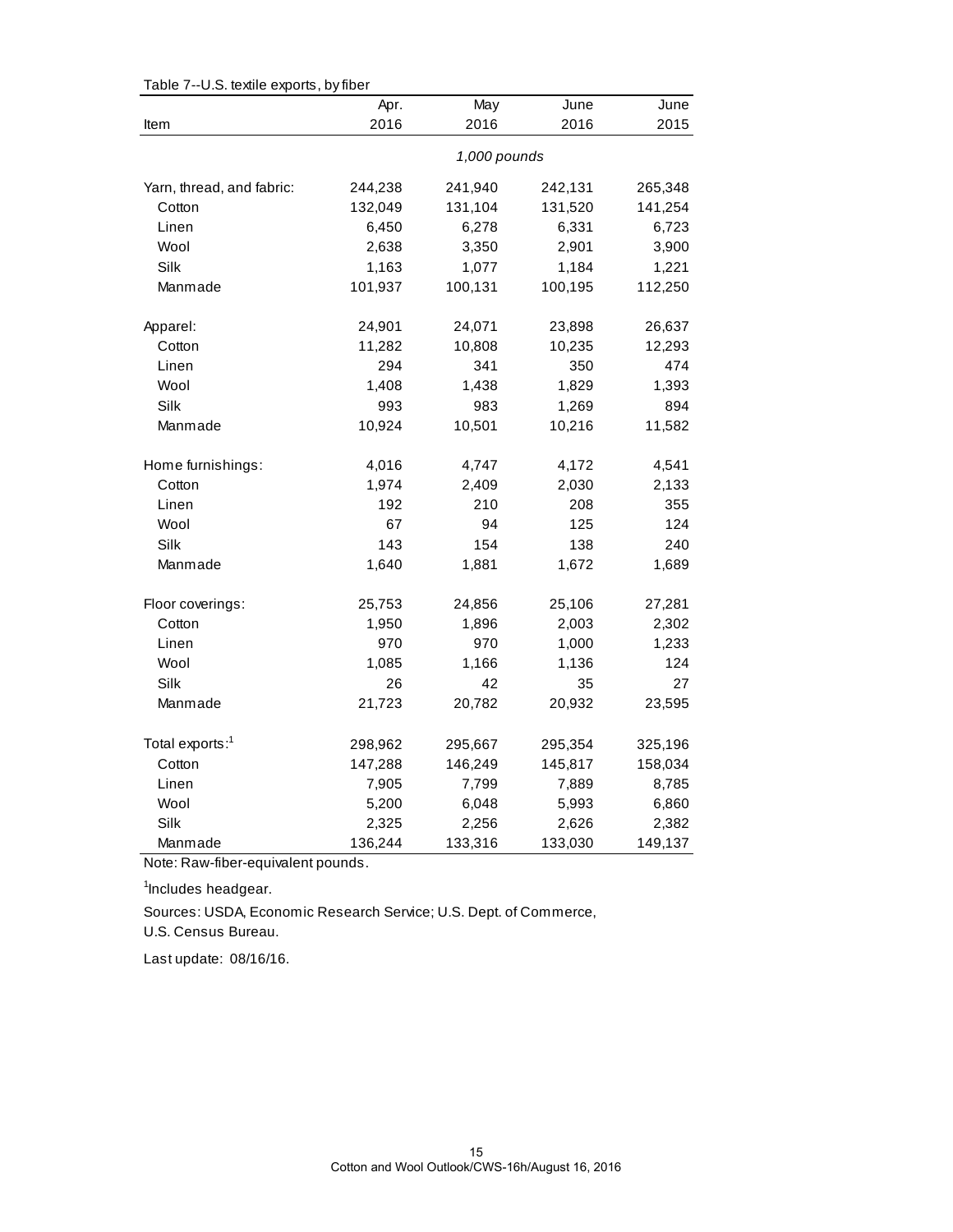Table 7--U.S. textile exports, by fiber

| Item | Apr. 2016 | May 2016 | June 2016 | June 2015 |
|---|---|---|---|---|
| | | *1,000 pounds* | | |
| Yarn, thread, and fabric: | 244,238 | 241,940 | 242,131 | 265,348 |
| Cotton | 132,049 | 131,104 | 131,520 | 141,254 |
| Linen | 6,450 | 6,278 | 6,331 | 6,723 |
| Wool | 2,638 | 3,350 | 2,901 | 3,900 |
| Silk | 1,163 | 1,077 | 1,184 | 1,221 |
| Manmade | 101,937 | 100,131 | 100,195 | 112,250 |
| Apparel: | 24,901 | 24,071 | 23,898 | 26,637 |
| Cotton | 11,282 | 10,808 | 10,235 | 12,293 |
| Linen | 294 | 341 | 350 | 474 |
| Wool | 1,408 | 1,438 | 1,829 | 1,393 |
| Silk | 993 | 983 | 1,269 | 894 |
| Manmade | 10,924 | 10,501 | 10,216 | 11,582 |
| Home furnishings: | 4,016 | 4,747 | 4,172 | 4,541 |
| Cotton | 1,974 | 2,409 | 2,030 | 2,133 |
| Linen | 192 | 210 | 208 | 355 |
| Wool | 67 | 94 | 125 | 124 |
| Silk | 143 | 154 | 138 | 240 |
| Manmade | 1,640 | 1,881 | 1,672 | 1,689 |
| Floor coverings: | 25,753 | 24,856 | 25,106 | 27,281 |
| Cotton | 1,950 | 1,896 | 2,003 | 2,302 |
| Linen | 970 | 970 | 1,000 | 1,233 |
| Wool | 1,085 | 1,166 | 1,136 | 124 |
| Silk | 26 | 42 | 35 | 27 |
| Manmade | 21,723 | 20,782 | 20,932 | 23,595 |
| Total exports:[1] | 298,962 | 295,667 | 295,354 | 325,196 |
| Cotton | 147,288 | 146,249 | 145,817 | 158,034 |
| Linen | 7,905 | 7,799 | 7,889 | 8,785 |
| Wool | 5,200 | 6,048 | 5,993 | 6,860 |
| Silk | 2,325 | 2,256 | 2,626 | 2,382 |
| Manmade | 136,244 | 133,316 | 133,030 | 149,137 |

Note: Raw-fiber-equivalent pounds.

[1]Includes headgear.

Sources: USDA, Economic Research Service; U.S. Dept. of Commerce, U.S. Census Bureau.

Last update: 08/16/16.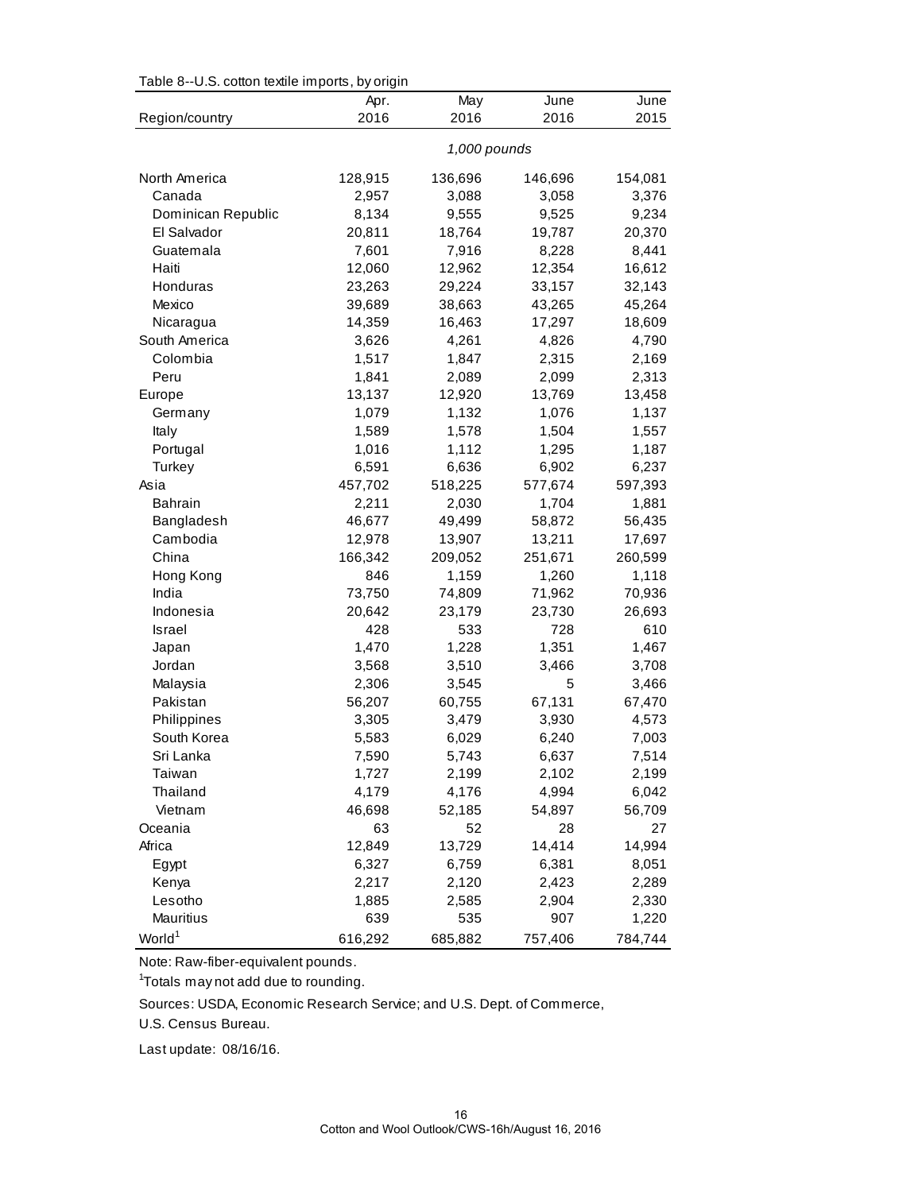Table 8--U.S. cotton textile imports, by origin

| Region/country | Apr. 2016 | May 2016 | June 2016 | June 2015 |
|---|---|---|---|---|
| | *1,000 pounds* | | | |
| North America | 128,915 | 136,696 | 146,696 | 154,081 |
| Canada | 2,957 | 3,088 | 3,058 | 3,376 |
| Dominican Republic | 8,134 | 9,555 | 9,525 | 9,234 |
| El Salvador | 20,811 | 18,764 | 19,787 | 20,370 |
| Guatemala | 7,601 | 7,916 | 8,228 | 8,441 |
| Haiti | 12,060 | 12,962 | 12,354 | 16,612 |
| Honduras | 23,263 | 29,224 | 33,157 | 32,143 |
| Mexico | 39,689 | 38,663 | 43,265 | 45,264 |
| Nicaragua | 14,359 | 16,463 | 17,297 | 18,609 |
| South America | 3,626 | 4,261 | 4,826 | 4,790 |
| Colombia | 1,517 | 1,847 | 2,315 | 2,169 |
| Peru | 1,841 | 2,089 | 2,099 | 2,313 |
| Europe | 13,137 | 12,920 | 13,769 | 13,458 |
| Germany | 1,079 | 1,132 | 1,076 | 1,137 |
| Italy | 1,589 | 1,578 | 1,504 | 1,557 |
| Portugal | 1,016 | 1,112 | 1,295 | 1,187 |
| Turkey | 6,591 | 6,636 | 6,902 | 6,237 |
| Asia | 457,702 | 518,225 | 577,674 | 597,393 |
| Bahrain | 2,211 | 2,030 | 1,704 | 1,881 |
| Bangladesh | 46,677 | 49,499 | 58,872 | 56,435 |
| Cambodia | 12,978 | 13,907 | 13,211 | 17,697 |
| China | 166,342 | 209,052 | 251,671 | 260,599 |
| Hong Kong | 846 | 1,159 | 1,260 | 1,118 |
| India | 73,750 | 74,809 | 71,962 | 70,936 |
| Indonesia | 20,642 | 23,179 | 23,730 | 26,693 |
| Israel | 428 | 533 | 728 | 610 |
| Japan | 1,470 | 1,228 | 1,351 | 1,467 |
| Jordan | 3,568 | 3,510 | 3,466 | 3,708 |
| Malaysia | 2,306 | 3,545 | 5 | 3,466 |
| Pakistan | 56,207 | 60,755 | 67,131 | 67,470 |
| Philippines | 3,305 | 3,479 | 3,930 | 4,573 |
| South Korea | 5,583 | 6,029 | 6,240 | 7,003 |
| Sri Lanka | 7,590 | 5,743 | 6,637 | 7,514 |
| Taiwan | 1,727 | 2,199 | 2,102 | 2,199 |
| Thailand | 4,179 | 4,176 | 4,994 | 6,042 |
| Vietnam | 46,698 | 52,185 | 54,897 | 56,709 |
| Oceania | 63 | 52 | 28 | 27 |
| Africa | 12,849 | 13,729 | 14,414 | 14,994 |
| Egypt | 6,327 | 6,759 | 6,381 | 8,051 |
| Kenya | 2,217 | 2,120 | 2,423 | 2,289 |
| Lesotho | 1,885 | 2,585 | 2,904 | 2,330 |
| Mauritius | 639 | 535 | 907 | 1,220 |
| World[1] | 616,292 | 685,882 | 757,406 | 784,744 |

Note: Raw-fiber-equivalent pounds.

[1]Totals may not add due to rounding.

Sources: USDA, Economic Research Service; and U.S. Dept. of Commerce, U.S. Census Bureau.

Last update: 08/16/16.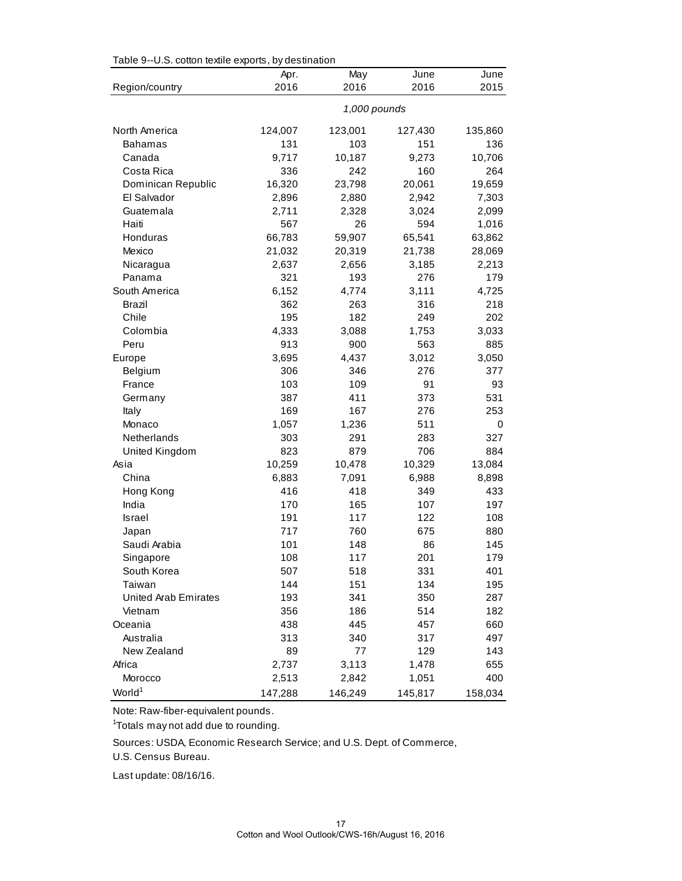Table 9--U.S. cotton textile exports, by destination

| Region/country | Apr. 2016 | May 2016 | June 2016 | June 2015 |
|---|---|---|---|---|
| | *1,000 pounds* | | | |
| North America | 124,007 | 123,001 | 127,430 | 135,860 |
| Bahamas | 131 | 103 | 151 | 136 |
| Canada | 9,717 | 10,187 | 9,273 | 10,706 |
| Costa Rica | 336 | 242 | 160 | 264 |
| Dominican Republic | 16,320 | 23,798 | 20,061 | 19,659 |
| El Salvador | 2,896 | 2,880 | 2,942 | 7,303 |
| Guatemala | 2,711 | 2,328 | 3,024 | 2,099 |
| Haiti | 567 | 26 | 594 | 1,016 |
| Honduras | 66,783 | 59,907 | 65,541 | 63,862 |
| Mexico | 21,032 | 20,319 | 21,738 | 28,069 |
| Nicaragua | 2,637 | 2,656 | 3,185 | 2,213 |
| Panama | 321 | 193 | 276 | 179 |
| South America | 6,152 | 4,774 | 3,111 | 4,725 |
| Brazil | 362 | 263 | 316 | 218 |
| Chile | 195 | 182 | 249 | 202 |
| Colombia | 4,333 | 3,088 | 1,753 | 3,033 |
| Peru | 913 | 900 | 563 | 885 |
| Europe | 3,695 | 4,437 | 3,012 | 3,050 |
| Belgium | 306 | 346 | 276 | 377 |
| France | 103 | 109 | 91 | 93 |
| Germany | 387 | 411 | 373 | 531 |
| Italy | 169 | 167 | 276 | 253 |
| Monaco | 1,057 | 1,236 | 511 | 0 |
| Netherlands | 303 | 291 | 283 | 327 |
| United Kingdom | 823 | 879 | 706 | 884 |
| Asia | 10,259 | 10,478 | 10,329 | 13,084 |
| China | 6,883 | 7,091 | 6,988 | 8,898 |
| Hong Kong | 416 | 418 | 349 | 433 |
| India | 170 | 165 | 107 | 197 |
| Israel | 191 | 117 | 122 | 108 |
| Japan | 717 | 760 | 675 | 880 |
| Saudi Arabia | 101 | 148 | 86 | 145 |
| Singapore | 108 | 117 | 201 | 179 |
| South Korea | 507 | 518 | 331 | 401 |
| Taiwan | 144 | 151 | 134 | 195 |
| United Arab Emirates | 193 | 341 | 350 | 287 |
| Vietnam | 356 | 186 | 514 | 182 |
| Oceania | 438 | 445 | 457 | 660 |
| Australia | 313 | 340 | 317 | 497 |
| New Zealand | 89 | 77 | 129 | 143 |
| Africa | 2,737 | 3,113 | 1,478 | 655 |
| Morocco | 2,513 | 2,842 | 1,051 | 400 |
| World[1] | 147,288 | 146,249 | 145,817 | 158,034 |

Note: Raw-fiber-equivalent pounds.

[1]Totals may not add due to rounding.

Sources: USDA, Economic Research Service; and U.S. Dept. of Commerce, U.S. Census Bureau.

Last update: 08/16/16.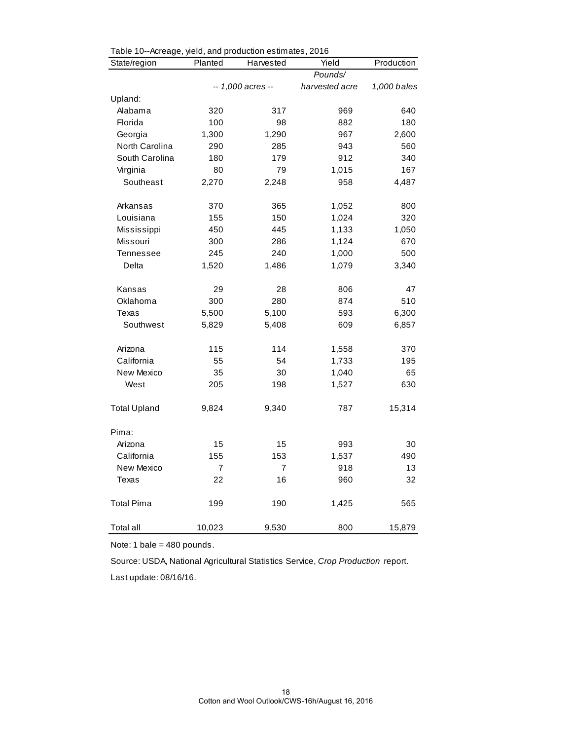Table 10--Acreage, yield, and production estimates, 2016

| State/region | Planted | Harvested | Yield | Production |
|---|---|---|---|---|
| | | | *Pounds/* | |
| | *-- 1,000 acres --* | | *harvested acre* | *1,000 bales* |
| Upland: | | | | |
| Alabama | 320 | 317 | 969 | 640 |
| Florida | 100 | 98 | 882 | 180 |
| Georgia | 1,300 | 1,290 | 967 | 2,600 |
| North Carolina | 290 | 285 | 943 | 560 |
| South Carolina | 180 | 179 | 912 | 340 |
| Virginia | 80 | 79 | 1,015 | 167 |
| Southeast | 2,270 | 2,248 | 958 | 4,487 |
| | | | | |
| Arkansas | 370 | 365 | 1,052 | 800 |
| Louisiana | 155 | 150 | 1,024 | 320 |
| Mississippi | 450 | 445 | 1,133 | 1,050 |
| Missouri | 300 | 286 | 1,124 | 670 |
| Tennessee | 245 | 240 | 1,000 | 500 |
| Delta | 1,520 | 1,486 | 1,079 | 3,340 |
| | | | | |
| Kansas | 29 | 28 | 806 | 47 |
| Oklahoma | 300 | 280 | 874 | 510 |
| Texas | 5,500 | 5,100 | 593 | 6,300 |
| Southwest | 5,829 | 5,408 | 609 | 6,857 |
| | | | | |
| Arizona | 115 | 114 | 1,558 | 370 |
| California | 55 | 54 | 1,733 | 195 |
| New Mexico | 35 | 30 | 1,040 | 65 |
| West | 205 | 198 | 1,527 | 630 |
| | | | | |
| Total Upland | 9,824 | 9,340 | 787 | 15,314 |
| | | | | |
| Pima: | | | | |
| Arizona | 15 | 15 | 993 | 30 |
| California | 155 | 153 | 1,537 | 490 |
| New Mexico | 7 | 7 | 918 | 13 |
| Texas | 22 | 16 | 960 | 32 |
| | | | | |
| Total Pima | 199 | 190 | 1,425 | 565 |
| | | | | |
| Total all | 10,023 | 9,530 | 800 | 15,879 |

Note: 1 bale = 480 pounds.

Source: USDA, National Agricultural Statistics Service, *Crop Production* report.

Last update: 08/16/16.